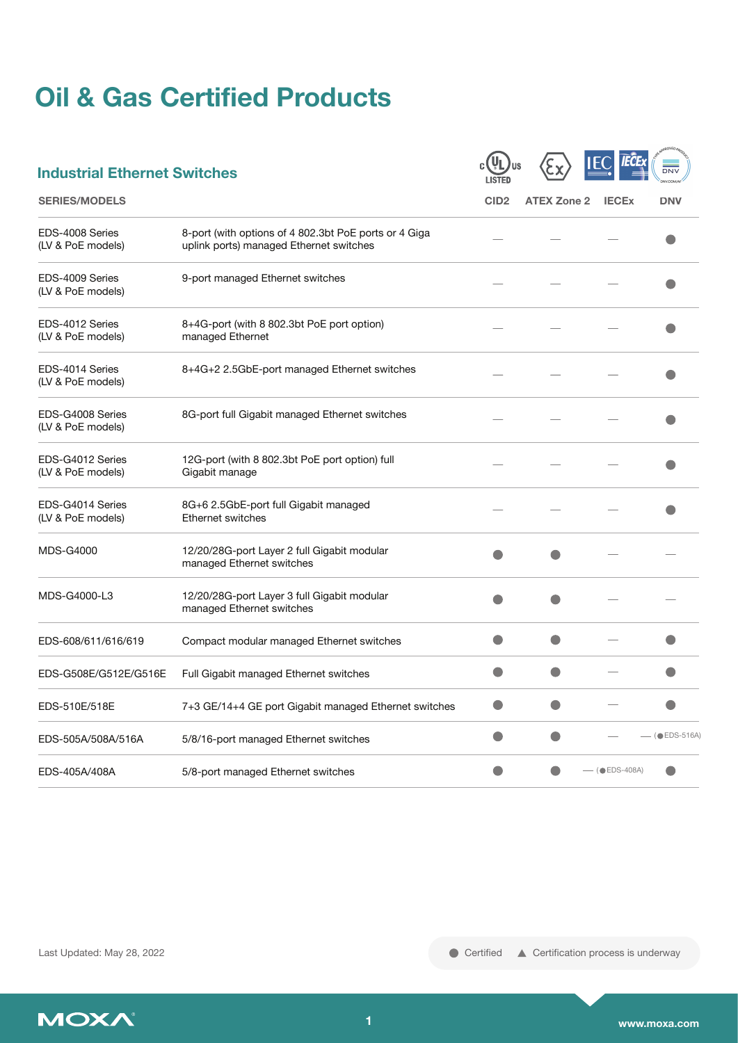# Oil & Gas Certified Products

## Industrial Ethernet Switches

| SERIES/MODELS | | CID2 | ATEX Zone 2 | IECEx | DNV |
|---|---|---|---|---|---|
| EDS-4008 Series (LV & PoE models) | 8-port (with options of 4 802.3bt PoE ports or 4 Giga uplink ports) managed Ethernet switches | — | — | — | ● |
| EDS-4009 Series (LV & PoE models) | 9-port managed Ethernet switches | — | — | — | ● |
| EDS-4012 Series (LV & PoE models) | 8+4G-port (with 8 802.3bt PoE port option) managed Ethernet | — | — | — | ● |
| EDS-4014 Series (LV & PoE models) | 8+4G+2 2.5GbE-port managed Ethernet switches | — | — | — | ● |
| EDS-G4008 Series (LV & PoE models) | 8G-port full Gigabit managed Ethernet switches | — | — | — | ● |
| EDS-G4012 Series (LV & PoE models) | 12G-port (with 8 802.3bt PoE port option) full Gigabit manage | — | — | — | ● |
| EDS-G4014 Series (LV & PoE models) | 8G+6 2.5GbE-port full Gigabit managed Ethernet switches | — | — | — | ● |
| MDS-G4000 | 12/20/28G-port Layer 2 full Gigabit modular managed Ethernet switches | ● | ● | — | — |
| MDS-G4000-L3 | 12/20/28G-port Layer 3 full Gigabit modular managed Ethernet switches | ● | ● | — | — |
| EDS-608/611/616/619 | Compact modular managed Ethernet switches | ● | ● | — | ● |
| EDS-G508E/G512E/G516E | Full Gigabit managed Ethernet switches | ● | ● | — | ● |
| EDS-510E/518E | 7+3 GE/14+4 GE port Gigabit managed Ethernet switches | ● | ● | — | ● |
| EDS-505A/508A/516A | 5/8/16-port managed Ethernet switches | ● | ● | — | — (● EDS-516A) |
| EDS-405A/408A | 5/8-port managed Ethernet switches | ● | ● | — (● EDS-408A) | ● |

Last Updated: May 28, 2022

● Certified ▲ Certification process is underway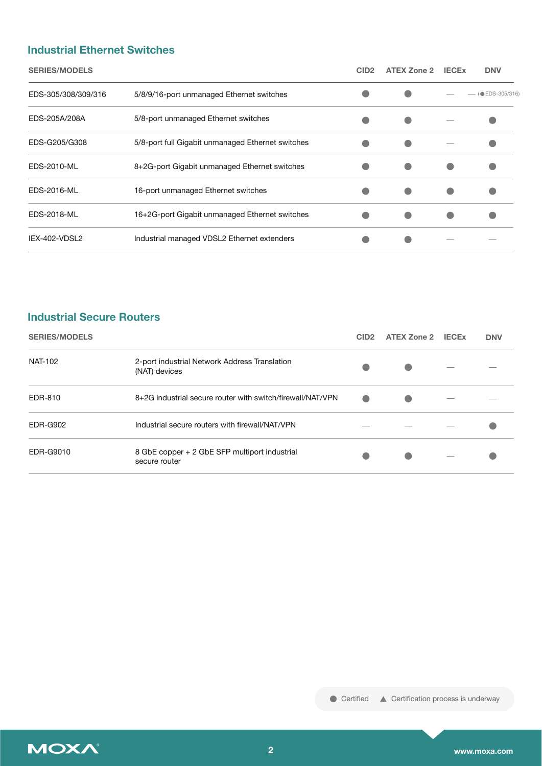## Industrial Ethernet Switches

| SERIES/MODELS | | CID2 | ATEX Zone 2 | IECEx | DNV |
|---|---|---|---|---|---|
| EDS-305/308/309/316 | 5/8/9/16-port unmanaged Ethernet switches | ● | ● | — | — (● EDS-305/316) |
| EDS-205A/208A | 5/8-port unmanaged Ethernet switches | ● | ● | — | ● |
| EDS-G205/G308 | 5/8-port full Gigabit unmanaged Ethernet switches | ● | ● | — | ● |
| EDS-2010-ML | 8+2G-port Gigabit unmanaged Ethernet switches | ● | ● | ● | ● |
| EDS-2016-ML | 16-port unmanaged Ethernet switches | ● | ● | ● | ● |
| EDS-2018-ML | 16+2G-port Gigabit unmanaged Ethernet switches | ● | ● | ● | ● |
| IEX-402-VDSL2 | Industrial managed VDSL2 Ethernet extenders | ● | ● | — | — |

## Industrial Secure Routers

| SERIES/MODELS | | CID2 | ATEX Zone 2 | IECEx | DNV |
|---|---|---|---|---|---|
| NAT-102 | 2-port industrial Network Address Translation (NAT) devices | ● | ● | — | — |
| EDR-810 | 8+2G industrial secure router with switch/firewall/NAT/VPN | ● | ● | — | — |
| EDR-G902 | Industrial secure routers with firewall/NAT/VPN | — | — | — | ● |
| EDR-G9010 | 8 GbE copper + 2 GbE SFP multiport industrial secure router | ● | ● | — | ● |

● Certified ▲ Certification process is underway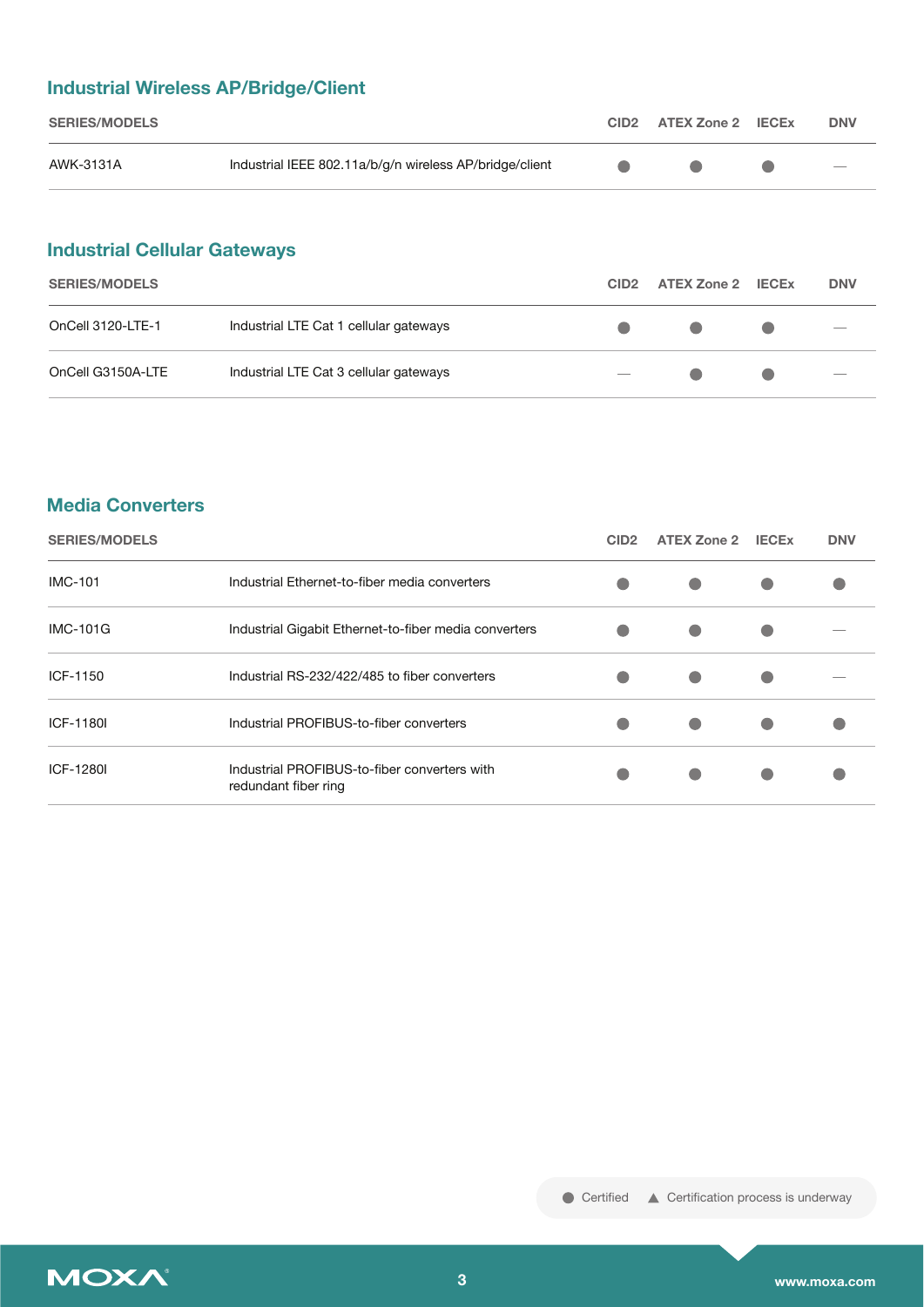## Industrial Wireless AP/Bridge/Client

| SERIES/MODELS | | CID2 | ATEX Zone 2 | IECEx | DNV |
|---|---|---|---|---|---|
| AWK-3131A | Industrial IEEE 802.11a/b/g/n wireless AP/bridge/client | ● | ● | ● | — |

## Industrial Cellular Gateways

| SERIES/MODELS | | CID2 | ATEX Zone 2 | IECEx | DNV |
|---|---|---|---|---|---|
| OnCell 3120-LTE-1 | Industrial LTE Cat 1 cellular gateways | ● | ● | ● | — |
| OnCell G3150A-LTE | Industrial LTE Cat 3 cellular gateways | — | ● | ● | — |

## Media Converters

| SERIES/MODELS | | CID2 | ATEX Zone 2 | IECEx | DNV |
|---|---|---|---|---|---|
| IMC-101 | Industrial Ethernet-to-fiber media converters | ● | ● | ● | ● |
| IMC-101G | Industrial Gigabit Ethernet-to-fiber media converters | ● | ● | ● | — |
| ICF-1150 | Industrial RS-232/422/485 to fiber converters | ● | ● | ● | — |
| ICF-1180I | Industrial PROFIBUS-to-fiber converters | ● | ● | ● | ● |
| ICF-1280I | Industrial PROFIBUS-to-fiber converters with redundant fiber ring | ● | ● | ● | ● |

● Certified ▲ Certification process is underway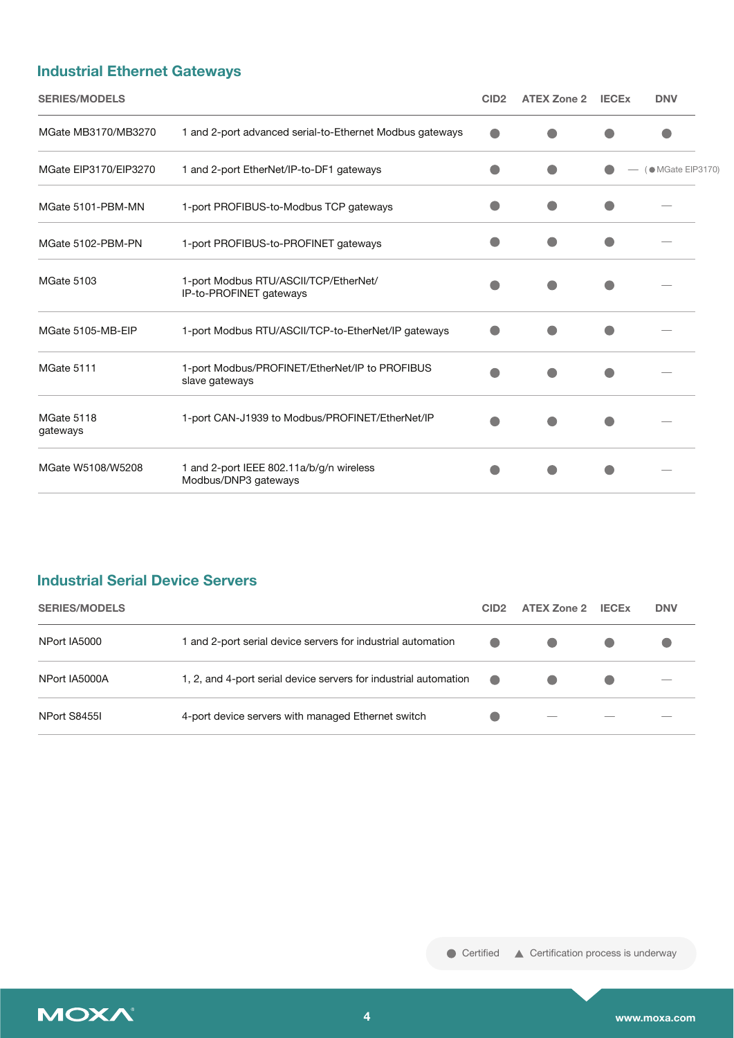## Industrial Ethernet Gateways

| SERIES/MODELS | | CID2 | ATEX Zone 2 | IECEx | DNV |
|---|---|---|---|---|---|
| MGate MB3170/MB3270 | 1 and 2-port advanced serial-to-Ethernet Modbus gateways | ● | ● | ● | ● |
| MGate EIP3170/EIP3270 | 1 and 2-port EtherNet/IP-to-DF1 gateways | ● | ● | ● | — (● MGate EIP3170) |
| MGate 5101-PBM-MN | 1-port PROFIBUS-to-Modbus TCP gateways | ● | ● | ● | — |
| MGate 5102-PBM-PN | 1-port PROFIBUS-to-PROFINET gateways | ● | ● | ● | — |
| MGate 5103 | 1-port Modbus RTU/ASCII/TCP/EtherNet/IP-to-PROFINET gateways | ● | ● | ● | — |
| MGate 5105-MB-EIP | 1-port Modbus RTU/ASCII/TCP-to-EtherNet/IP gateways | ● | ● | ● | — |
| MGate 5111 | 1-port Modbus/PROFINET/EtherNet/IP to PROFIBUS slave gateways | ● | ● | ● | — |
| MGate 5118 gateways | 1-port CAN-J1939 to Modbus/PROFINET/EtherNet/IP | ● | ● | ● | — |
| MGate W5108/W5208 | 1 and 2-port IEEE 802.11a/b/g/n wireless Modbus/DNP3 gateways | ● | ● | ● | — |

## Industrial Serial Device Servers

| SERIES/MODELS | | CID2 | ATEX Zone 2 | IECEx | DNV |
|---|---|---|---|---|---|
| NPort IA5000 | 1 and 2-port serial device servers for industrial automation | ● | ● | ● | ● |
| NPort IA5000A | 1, 2, and 4-port serial device servers for industrial automation | ● | ● | ● | — |
| NPort S8455I | 4-port device servers with managed Ethernet switch | ● | — | — | — |

● Certified ▲ Certification process is underway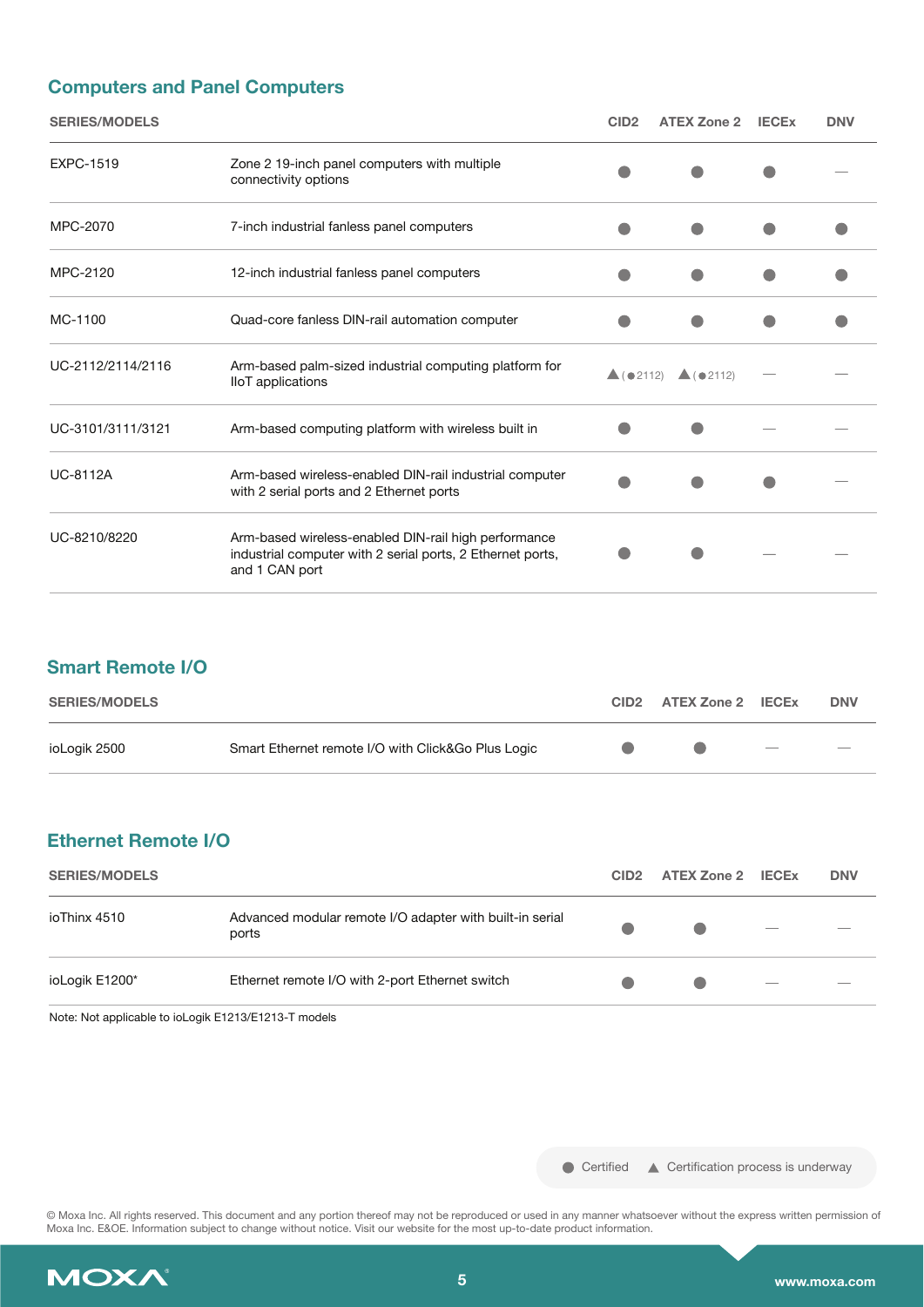## Computers and Panel Computers

| SERIES/MODELS | | CID2 | ATEX Zone 2 | IECEx | DNV |
|---|---|---|---|---|---|
| EXPC-1519 | Zone 2 19-inch panel computers with multiple connectivity options | ● | ● | ● | — |
| MPC-2070 | 7-inch industrial fanless panel computers | ● | ● | ● | ● |
| MPC-2120 | 12-inch industrial fanless panel computers | ● | ● | ● | ● |
| MC-1100 | Quad-core fanless DIN-rail automation computer | ● | ● | ● | ● |
| UC-2112/2114/2116 | Arm-based palm-sized industrial computing platform for IIoT applications | ▲ (●2112) | ▲ (●2112) | — | — |
| UC-3101/3111/3121 | Arm-based computing platform with wireless built in | ● | ● | — | — |
| UC-8112A | Arm-based wireless-enabled DIN-rail industrial computer with 2 serial ports and 2 Ethernet ports | ● | ● | ● | — |
| UC-8210/8220 | Arm-based wireless-enabled DIN-rail high performance industrial computer with 2 serial ports, 2 Ethernet ports, and 1 CAN port | ● | ● | — | — |

## Smart Remote I/O

| SERIES/MODELS | | CID2 | ATEX Zone 2 | IECEx | DNV |
|---|---|---|---|---|---|
| ioLogik 2500 | Smart Ethernet remote I/O with Click&Go Plus Logic | ● | ● | — | — |

## Ethernet Remote I/O

| SERIES/MODELS | | CID2 | ATEX Zone 2 | IECEx | DNV |
|---|---|---|---|---|---|
| ioThinx 4510 | Advanced modular remote I/O adapter with built-in serial ports | ● | ● | — | — |
| ioLogik E1200* | Ethernet remote I/O with 2-port Ethernet switch | ● | ● | — | — |

Note: Not applicable to ioLogik E1213/E1213-T models

● Certified ▲ Certification process is underway

© Moxa Inc. All rights reserved. This document and any portion thereof may not be reproduced or used in any manner whatsoever without the express written permission of Moxa Inc. E&OE. Information subject to change without notice. Visit our website for the most up-to-date product information.

MOXA

www.moxa.com